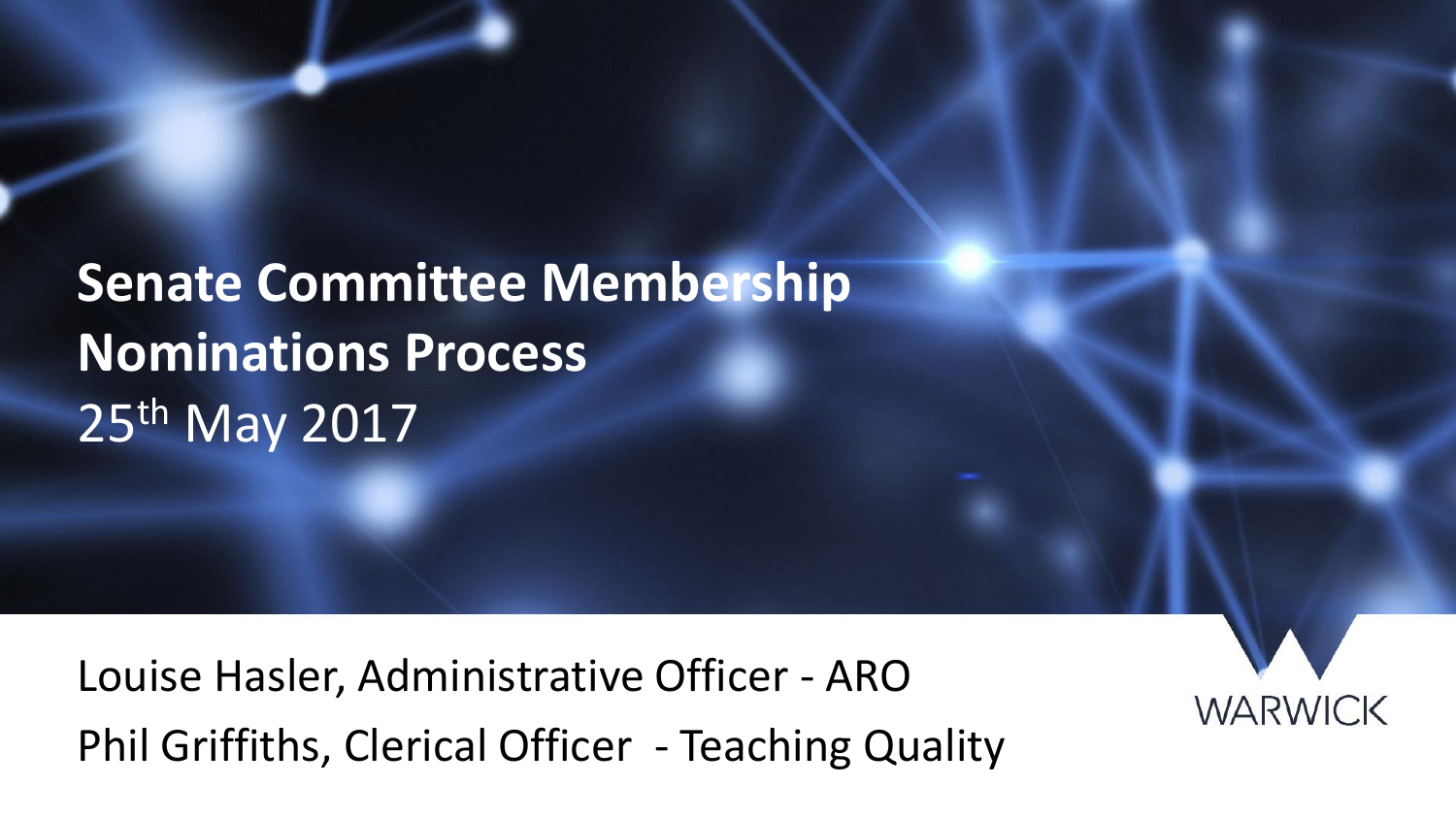# Senate Committee Membership Nominations Process

25th May 2017

Louise Hasler, Administrative Officer - ARO

Phil Griffiths, Clerical Officer - Teaching Quality

WARWICK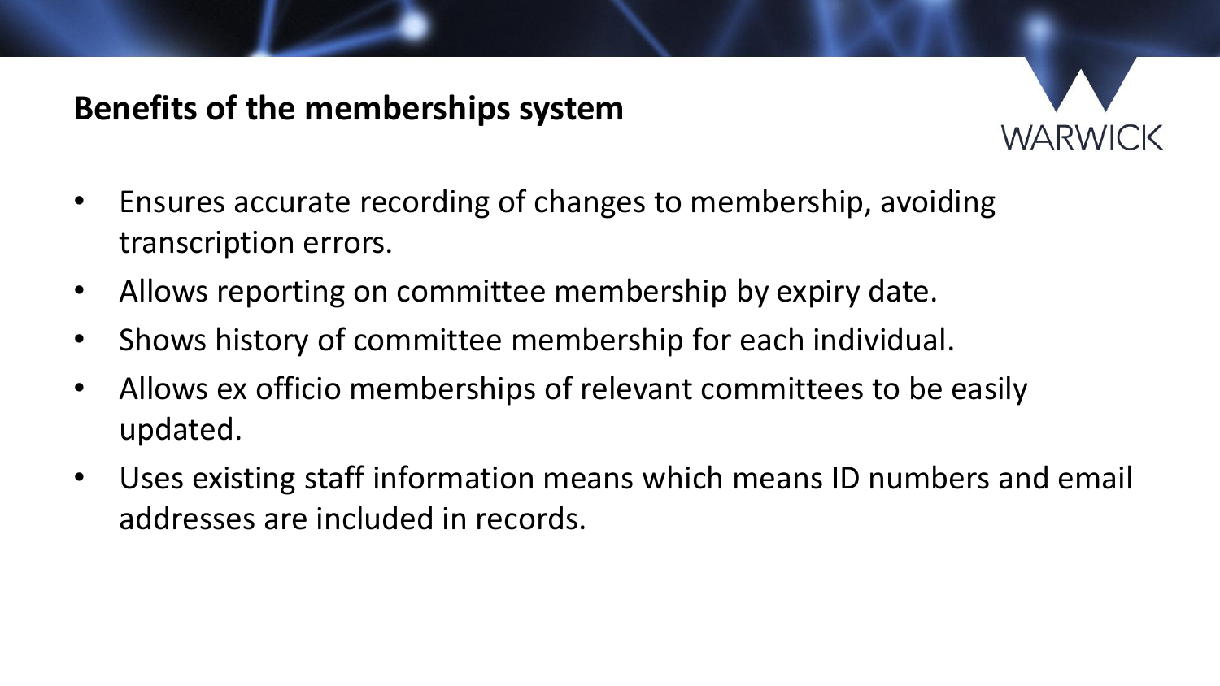## Benefits of the memberships system

- Ensures accurate recording of changes to membership, avoiding transcription errors.
- Allows reporting on committee membership by expiry date.
- Shows history of committee membership for each individual.
- Allows ex officio memberships of relevant committees to be easily updated.
- Uses existing staff information means which means ID numbers and email addresses are included in records.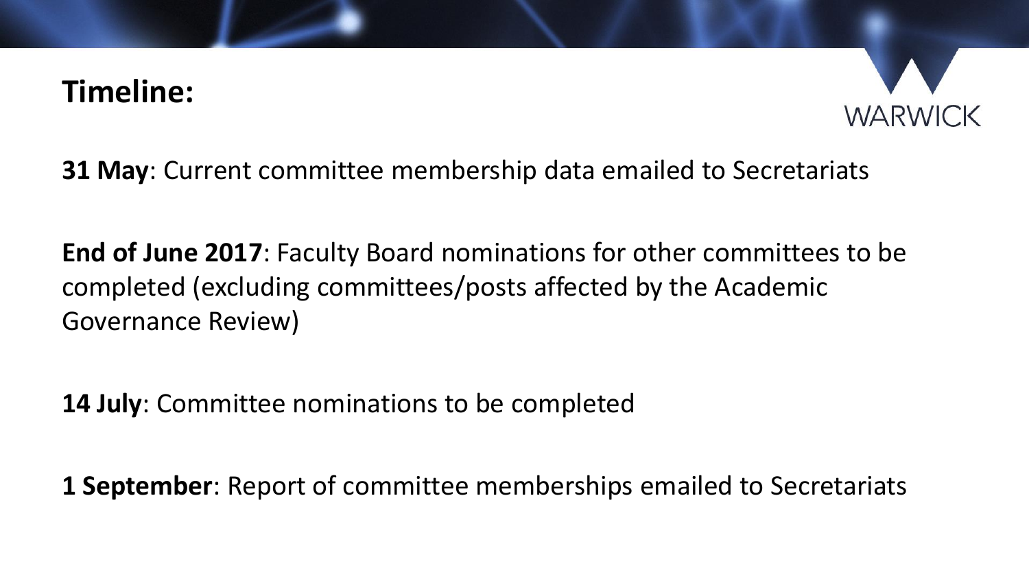## Timeline:

**31 May**: Current committee membership data emailed to Secretariats

**End of June 2017**: Faculty Board nominations for other committees to be completed (excluding committees/posts affected by the Academic Governance Review)

**14 July**: Committee nominations to be completed

**1 September**: Report of committee memberships emailed to Secretariats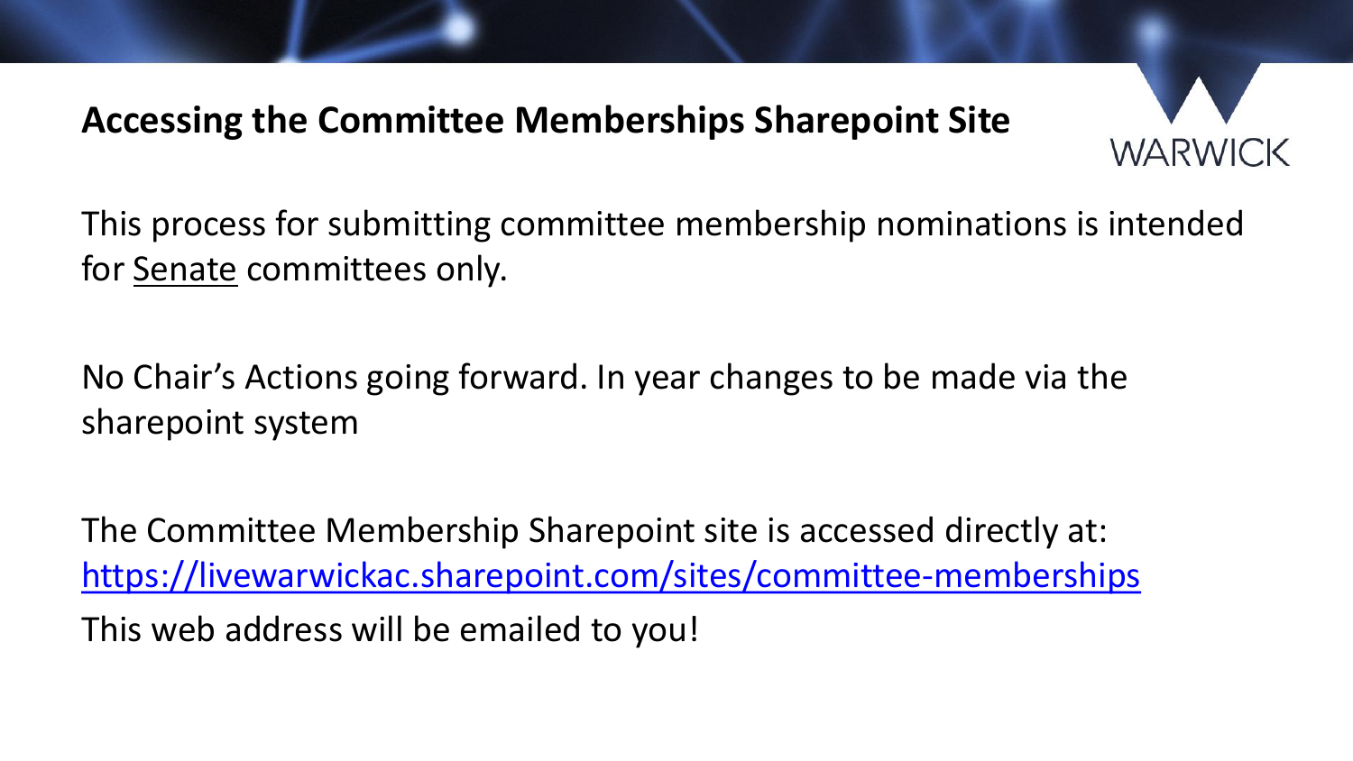# Accessing the Committee Memberships Sharepoint Site

This process for submitting committee membership nominations is intended for Senate committees only.

No Chair's Actions going forward. In year changes to be made via the sharepoint system

The Committee Membership Sharepoint site is accessed directly at:
https://livewarwickac.sharepoint.com/sites/committee-memberships

This web address will be emailed to you!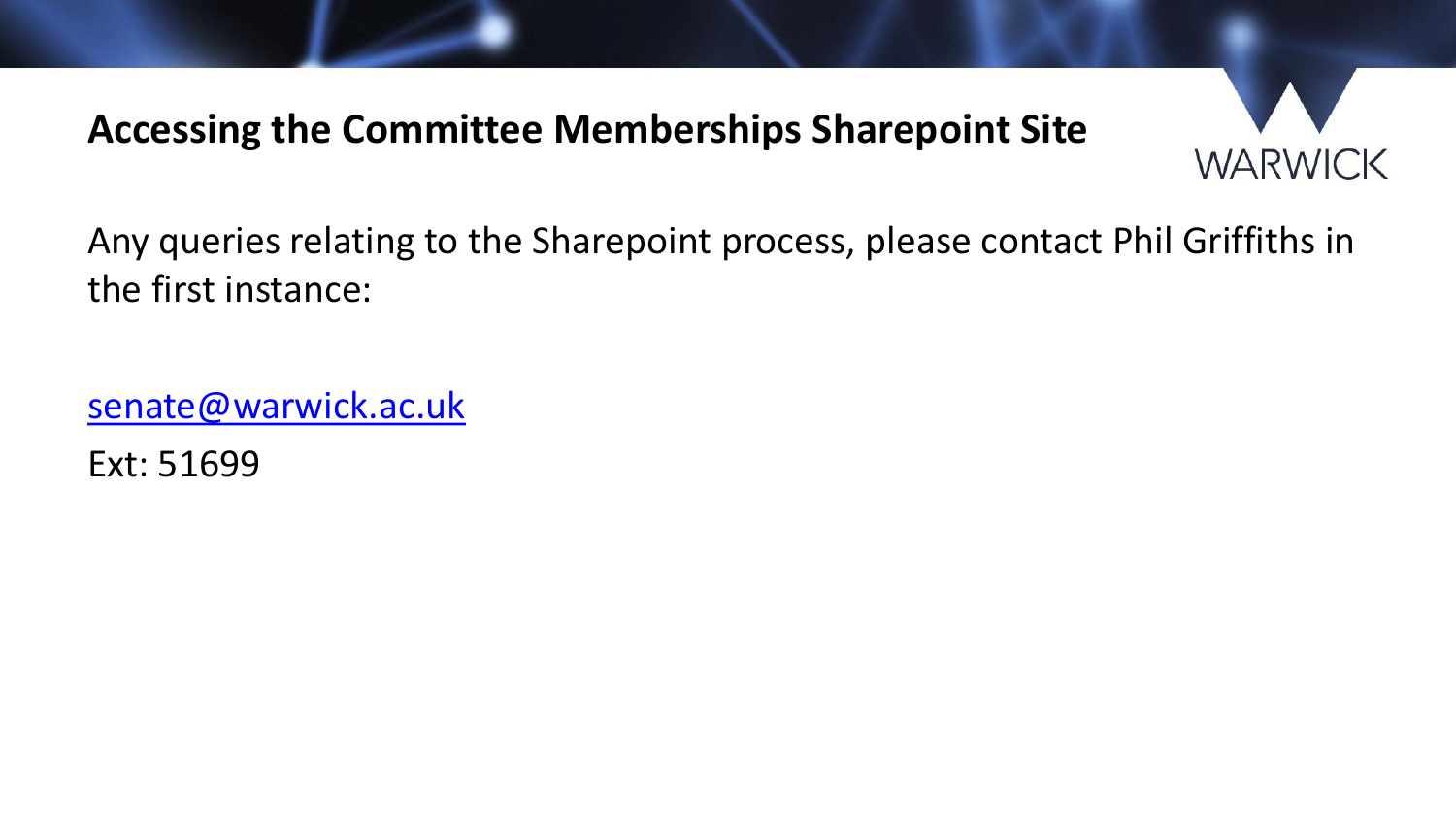## Accessing the Committee Memberships Sharepoint Site

Any queries relating to the Sharepoint process, please contact Phil Griffiths in the first instance:

senate@warwick.ac.uk

Ext: 51699